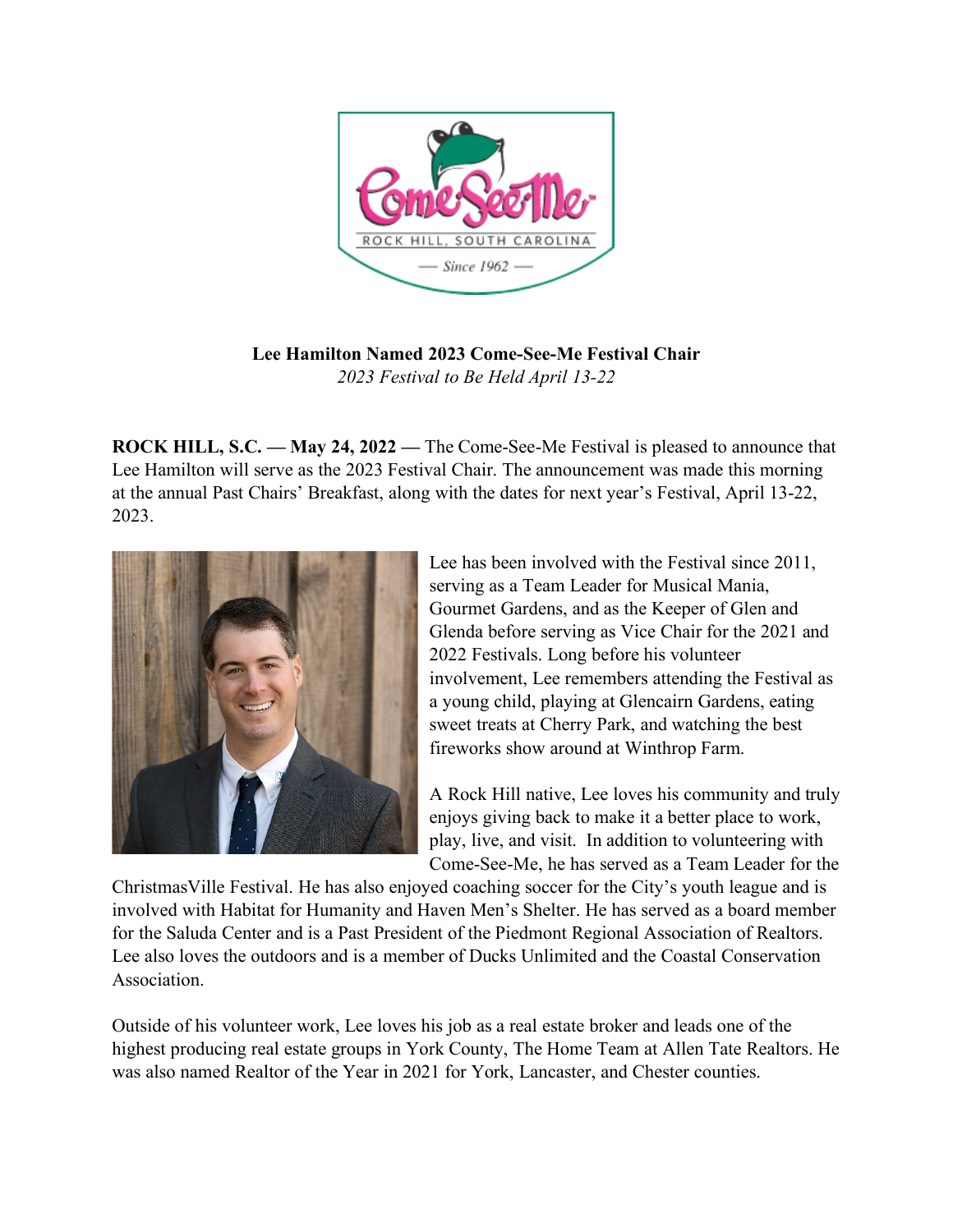**Lee Hamilton Named 2023 Come-See-Me Festival Chair**

*2023 Festival to Be Held April 13-22*

**ROCK HILL, S.C. — May 24, 2022 —** The Come-See-Me Festival is pleased to announce that Lee Hamilton will serve as the 2023 Festival Chair. The announcement was made this morning at the annual Past Chairs' Breakfast, along with the dates for next year's Festival, April 13-22, 2023.

Lee has been involved with the Festival since 2011, serving as a Team Leader for Musical Mania, Gourmet Gardens, and as the Keeper of Glen and Glenda before serving as Vice Chair for the 2021 and 2022 Festivals. Long before his volunteer involvement, Lee remembers attending the Festival as a young child, playing at Glencairn Gardens, eating sweet treats at Cherry Park, and watching the best fireworks show around at Winthrop Farm.

A Rock Hill native, Lee loves his community and truly enjoys giving back to make it a better place to work, play, live, and visit. In addition to volunteering with Come-See-Me, he has served as a Team Leader for the ChristmasVille Festival. He has also enjoyed coaching soccer for the City's youth league and is involved with Habitat for Humanity and Haven Men's Shelter. He has served as a board member for the Saluda Center and is a Past President of the Piedmont Regional Association of Realtors. Lee also loves the outdoors and is a member of Ducks Unlimited and the Coastal Conservation Association.

Outside of his volunteer work, Lee loves his job as a real estate broker and leads one of the highest producing real estate groups in York County, The Home Team at Allen Tate Realtors. He was also named Realtor of the Year in 2021 for York, Lancaster, and Chester counties.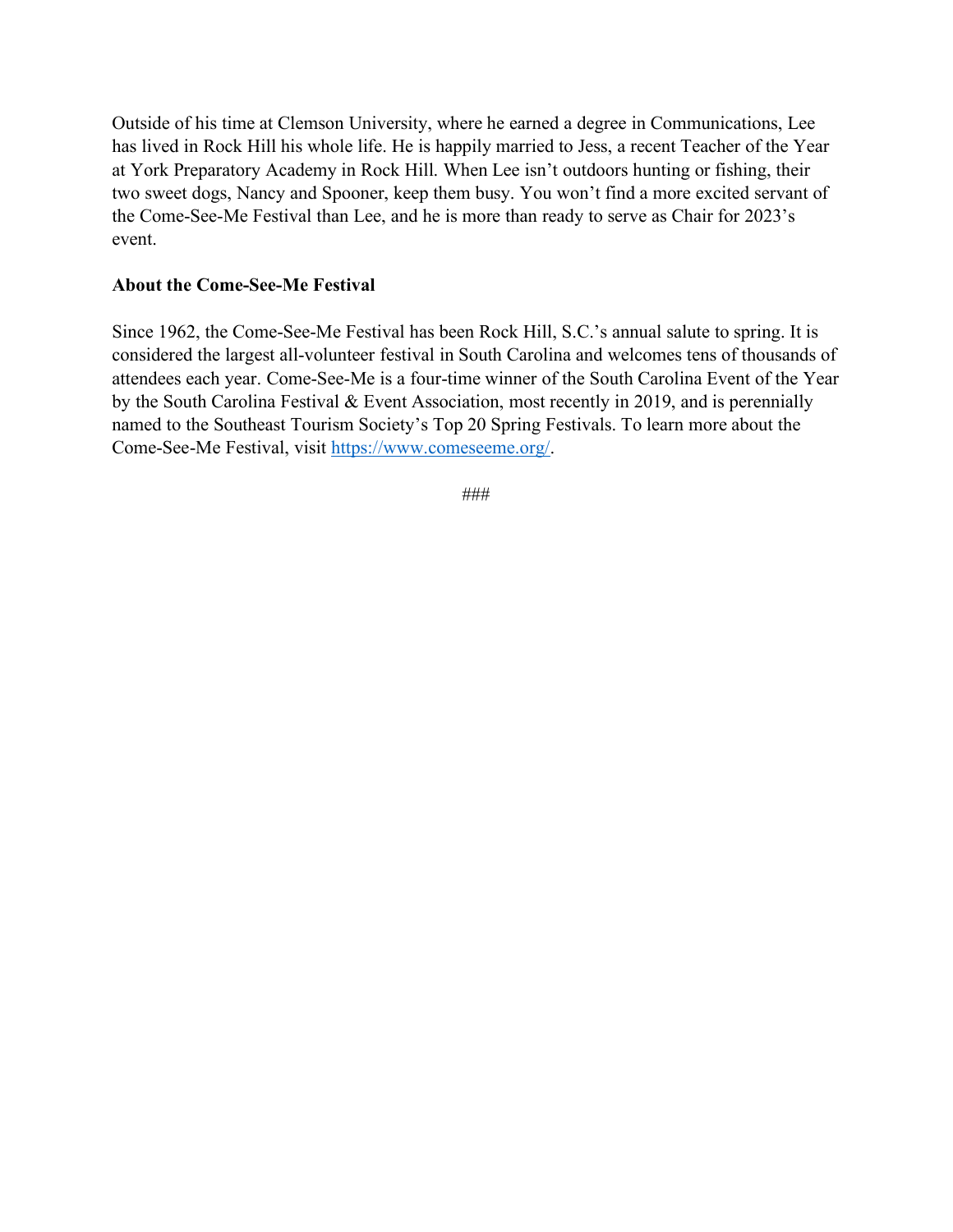Outside of his time at Clemson University, where he earned a degree in Communications, Lee has lived in Rock Hill his whole life. He is happily married to Jess, a recent Teacher of the Year at York Preparatory Academy in Rock Hill. When Lee isn't outdoors hunting or fishing, their two sweet dogs, Nancy and Spooner, keep them busy. You won't find a more excited servant of the Come-See-Me Festival than Lee, and he is more than ready to serve as Chair for 2023's event.

**About the Come-See-Me Festival**

Since 1962, the Come-See-Me Festival has been Rock Hill, S.C.'s annual salute to spring. It is considered the largest all-volunteer festival in South Carolina and welcomes tens of thousands of attendees each year. Come-See-Me is a four-time winner of the South Carolina Event of the Year by the South Carolina Festival & Event Association, most recently in 2019, and is perennially named to the Southeast Tourism Society's Top 20 Spring Festivals. To learn more about the Come-See-Me Festival, visit [https://www.comeseeme.org/](https://www.comeseeme.org/).

###